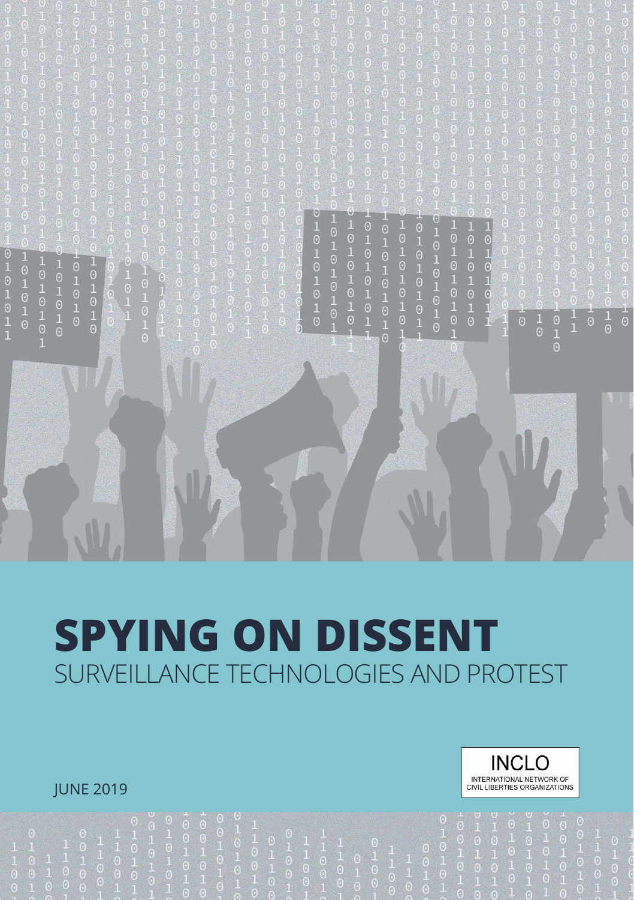# SPYING ON DISSENT

SURVEILLANCE TECHNOLOGIES AND PROTEST

INCLO
INTERNATIONAL NETWORK OF CIVIL LIBERTIES ORGANIZATIONS

JUNE 2019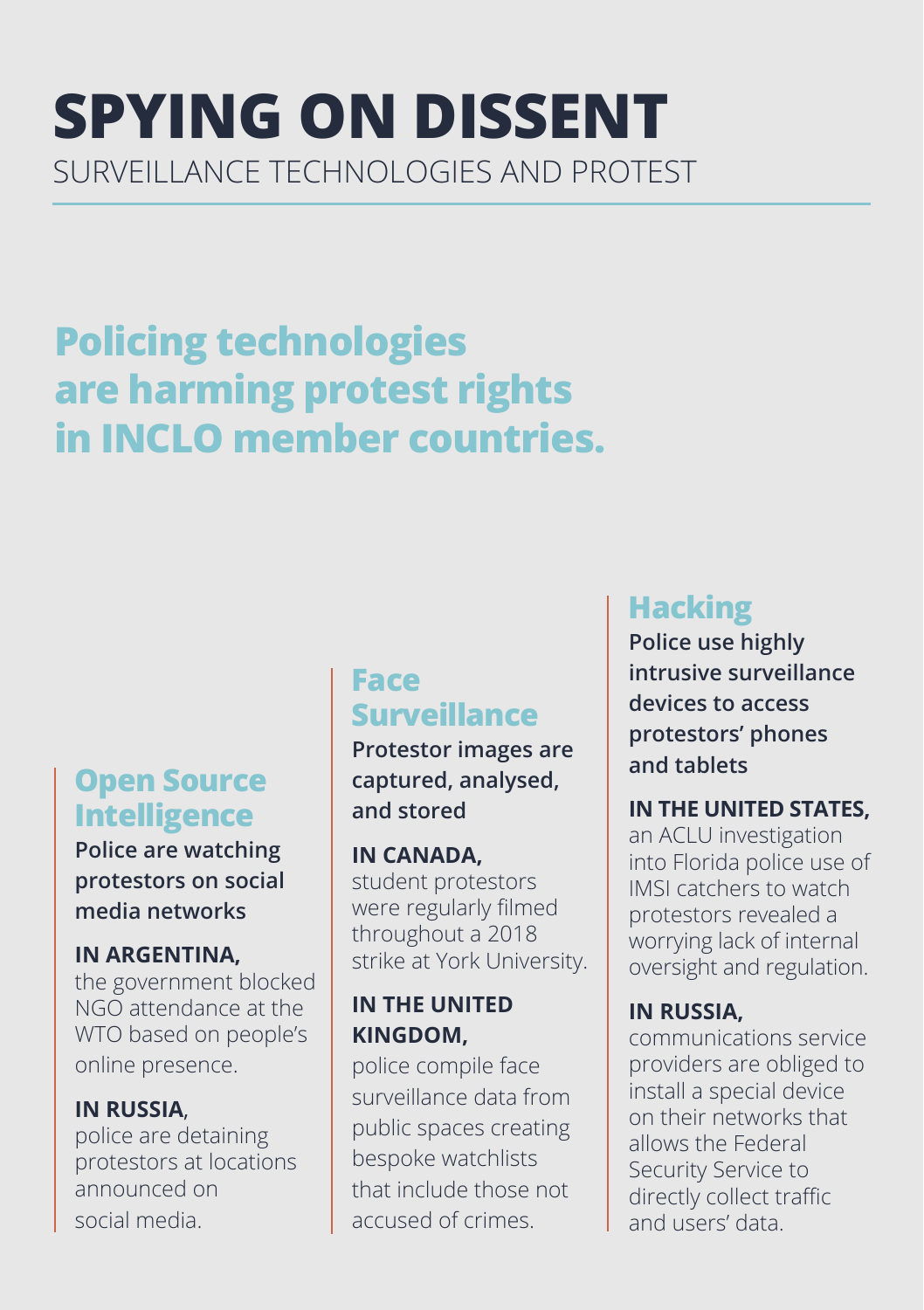# SPYING ON DISSENT

SURVEILLANCE TECHNOLOGIES AND PROTEST

## Policing technologies are harming protest rights in INCLO member countries.

### Open Source Intelligence

**Police are watching protestors on social media networks**

**IN ARGENTINA,** the government blocked NGO attendance at the WTO based on people's online presence.

**IN RUSSIA,** police are detaining protestors at locations announced on social media.

### Face Surveillance

**Protestor images are captured, analysed, and stored**

**IN CANADA,** student protestors were regularly filmed throughout a 2018 strike at York University.

**IN THE UNITED KINGDOM,** police compile face surveillance data from public spaces creating bespoke watchlists that include those not accused of crimes.

### Hacking

**Police use highly intrusive surveillance devices to access protestors' phones and tablets**

**IN THE UNITED STATES,** an ACLU investigation into Florida police use of IMSI catchers to watch protestors revealed a worrying lack of internal oversight and regulation.

**IN RUSSIA,** communications service providers are obliged to install a special device on their networks that allows the Federal Security Service to directly collect traffic and users' data.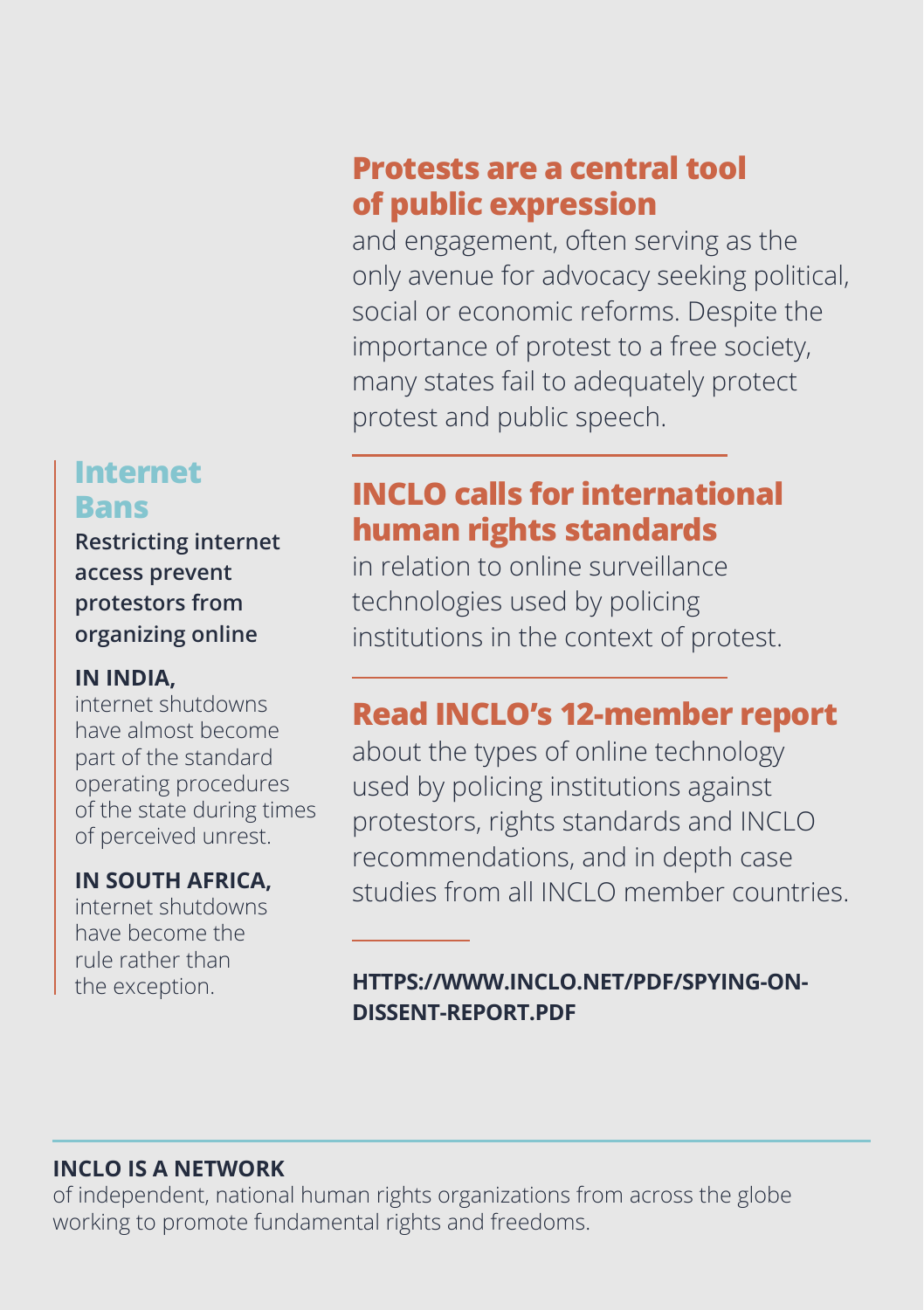## Protests are a central tool of public expression

and engagement, often serving as the only avenue for advocacy seeking political, social or economic reforms. Despite the importance of protest to a free society, many states fail to adequately protect protest and public speech.

## INCLO calls for international human rights standards

in relation to online surveillance technologies used by policing institutions in the context of protest.

## Read INCLO's 12-member report

about the types of online technology used by policing institutions against protestors, rights standards and INCLO recommendations, and in depth case studies from all INCLO member countries.

**HTTPS://WWW.INCLO.NET/PDF/SPYING-ON-DISSENT-REPORT.PDF**

### Internet Bans

**Restricting internet access prevent protestors from organizing online**

**IN INDIA,** internet shutdowns have almost become part of the standard operating procedures of the state during times of perceived unrest.

**IN SOUTH AFRICA,** internet shutdowns have become the rule rather than the exception.

**INCLO IS A NETWORK** of independent, national human rights organizations from across the globe working to promote fundamental rights and freedoms.